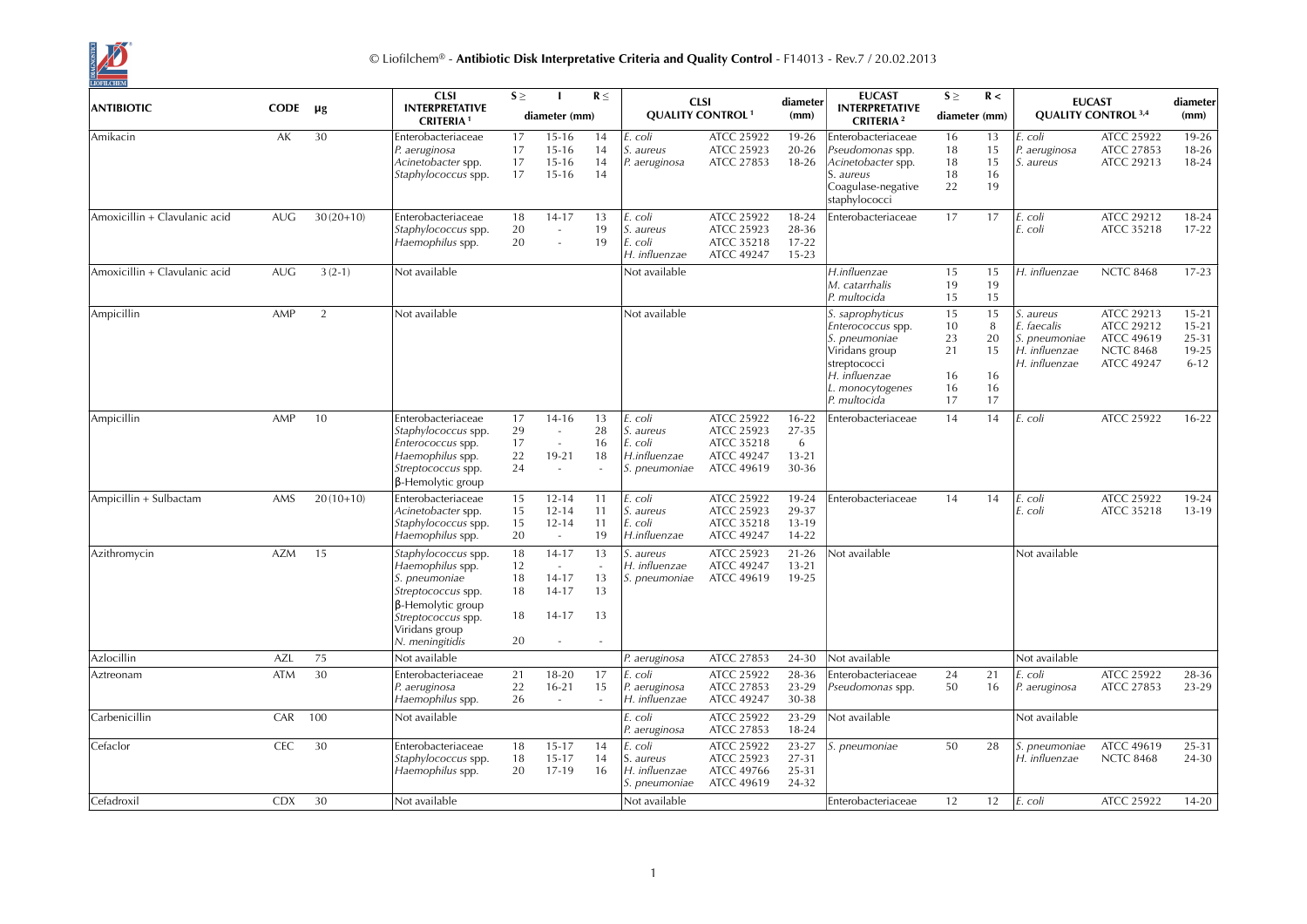# © Liofilchem® - Antibiotic Disk Interpretative Criteria and Quality Control - F14013 - Rev.7 / 20.02.2013

| ANTIBIOTIC | CODE | µg | CLSI INTERPRETATIVE CRITERIA [1] | S ≥ | I | R ≤ | CLSI QUALITY CONTROL [1] | | diameter (mm) | EUCAST INTERPRETATIVE CRITERIA [2] | S ≥ | R < | EUCAST QUALITY CONTROL [3,4] | | diameter (mm) |
|---|---|---|---|---|---|---|---|---|---|---|---|---|---|---|---|
| | | | | diameter (mm) | | | | | | | diameter (mm) | | | | |
| Amikacin | AK | 30 | Enterobacteriaceae<br>*P. aeruginosa*<br>*Acinetobacter* spp.<br>*Staphylococcus* spp. | 17<br>17<br>17<br>17 | 15-16<br>15-16<br>15-16<br>15-16 | 14<br>14<br>14<br>14 | *E. coli*<br>*S. aureus*<br>*P. aeruginosa* | ATCC 25922<br>ATCC 25923<br>ATCC 27853 | 19-26<br>20-26<br>18-26 | Enterobacteriaceae<br>*Pseudomonas* spp.<br>*Acinetobacter* spp.<br>S. *aureus*<br>Coagulase-negative staphylococci | 16<br>18<br>18<br>18<br>22 | 13<br>15<br>15<br>16<br>19 | *E. coli*<br>*P. aeruginosa*<br>*S. aureus* | ATCC 25922<br>ATCC 27853<br>ATCC 29213 | 19-26<br>18-26<br>18-24 |
| Amoxicillin + Clavulanic acid | AUG | 30 (20+10) | Enterobacteriaceae<br>*Staphylococcus* spp.<br>*Haemophilus* spp. | 18<br>20<br>20 | 14-17<br>-<br>- | 13<br>19<br>19 | *E. coli*<br>*S. aureus*<br>*E. coli*<br>*H. influenzae* | ATCC 25922<br>ATCC 25923<br>ATCC 35218<br>ATCC 49247 | 18-24<br>28-36<br>17-22<br>15-23 | Enterobacteriaceae | 17 | 17 | *E. coli*<br>*E. coli* | ATCC 29212<br>ATCC 35218 | 18-24<br>17-22 |
| Amoxicillin + Clavulanic acid | AUG | 3 (2-1) | Not available | | | | Not available | | | *H.influenzae*<br>*M. catarrhalis*<br>*P. multocida* | 15<br>19<br>15 | 15<br>19<br>15 | *H. influenzae* | NCTC 8468 | 17-23 |
| Ampicillin | AMP | 2 | Not available | | | | Not available | | | *S. saprophyticus*<br>*Enterococcus* spp.<br>*S. pneumoniae*<br>Viridans group streptococci<br>*H. influenzae*<br>*L. monocytogenes*<br>*P. multocida* | 15<br>10<br>23<br>21<br>16<br>16<br>17 | 15<br>8<br>20<br>15<br>16<br>16<br>17 | *S. aureus*<br>*E. faecalis*<br>*S. pneumoniae*<br>*H. influenzae*<br>*H. influenzae* | ATCC 29213<br>ATCC 29212<br>ATCC 49619<br>NCTC 8468<br>ATCC 49247 | 15-21<br>15-21<br>25-31<br>19-25<br>6-12 |
| Ampicillin | AMP | 10 | Enterobacteriaceae<br>*Staphylococcus* spp.<br>*Enterococcus* spp.<br>*Haemophilus* spp.<br>*Streptococcus* spp.<br>β-Hemolytic group | 17<br>29<br>17<br>22<br>24 | 14-16<br>-<br>-<br>19-21<br>- | 13<br>28<br>16<br>18<br>- | *E. coli*<br>*S. aureus*<br>*E. coli*<br>*H.influenzae*<br>*S. pneumoniae* | ATCC 25922<br>ATCC 25923<br>ATCC 35218<br>ATCC 49247<br>ATCC 49619 | 16-22<br>27-35<br>6<br>13-21<br>30-36 | Enterobacteriaceae | 14 | 14 | *E. coli* | ATCC 25922 | 16-22 |
| Ampicillin + Sulbactam | AMS | 20 (10+10) | Enterobacteriaceae<br>*Acinetobacter* spp.<br>*Staphylococcus* spp.<br>*Haemophilus* spp. | 15<br>15<br>15<br>20 | 12-14<br>12-14<br>12-14<br>- | 11<br>11<br>11<br>19 | *E. coli*<br>*S. aureus*<br>*E. coli*<br>*H.influenzae* | ATCC 25922<br>ATCC 25923<br>ATCC 35218<br>ATCC 49247 | 19-24<br>29-37<br>13-19<br>14-22 | Enterobacteriaceae | 14 | 14 | *E. coli*<br>*E. coli* | ATCC 25922<br>ATCC 35218 | 19-24<br>13-19 |
| Azithromycin | AZM | 15 | *Staphylococcus* spp.<br>*Haemophilus* spp.<br>*S. pneumoniae*<br>*Streptococcus* spp. β-Hemolytic group<br>*Streptococcus* spp. Viridans group<br>*N. meningitidis* | 18<br>12<br>18<br>18<br>18<br>20 | 14-17<br>-<br>14-17<br>14-17<br>14-17<br>- | 13<br>-<br>13<br>13<br>13<br>- | *S. aureus*<br>*H. influenzae*<br>*S. pneumoniae* | ATCC 25923<br>ATCC 49247<br>ATCC 49619 | 21-26<br>13-21<br>19-25 | Not available | | | Not available | | |
| Azlocillin | AZL | 75 | Not available | | | | *P. aeruginosa* | ATCC 27853 | 24-30 | Not available | | | Not available | | |
| Aztreonam | ATM | 30 | Enterobacteriaceae<br>*P. aeruginosa*<br>*Haemophilus* spp. | 21<br>22<br>26 | 18-20<br>16-21<br>- | 17<br>15<br>- | *E. coli*<br>*P. aeruginosa*<br>*H. influenzae* | ATCC 25922<br>ATCC 27853<br>ATCC 49247 | 28-36<br>23-29<br>30-38 | Enterobacteriaceae<br>*Pseudomonas* spp. | 24<br>50 | 21<br>16 | *E. coli*<br>*P. aeruginosa* | ATCC 25922<br>ATCC 27853 | 28-36<br>23-29 |
| Carbenicillin | CAR | 100 | Not available | | | | *E. coli*<br>*P. aeruginosa* | ATCC 25922<br>ATCC 27853 | 23-29<br>18-24 | Not available | | | Not available | | |
| Cefaclor | CEC | 30 | Enterobacteriaceae<br>*Staphylococcus* spp.<br>*Haemophilus* spp. | 18<br>18<br>20 | 15-17<br>15-17<br>17-19 | 14<br>14<br>16 | *E. coli*<br>*S. aureus*<br>*H. influenzae*<br>*S. pneumoniae* | ATCC 25922<br>ATCC 25923<br>ATCC 49766<br>ATCC 49619 | 23-27<br>27-31<br>25-31<br>24-32 | *S. pneumoniae* | 50 | 28 | *S. pneumoniae*<br>*H. influenzae* | ATCC 49619<br>NCTC 8468 | 25-31<br>24-30 |
| Cefadroxil | CDX | 30 | Not available | | | | Not available | | | Enterobacteriaceae | 12 | 12 | *E. coli* | ATCC 25922 | 14-20 |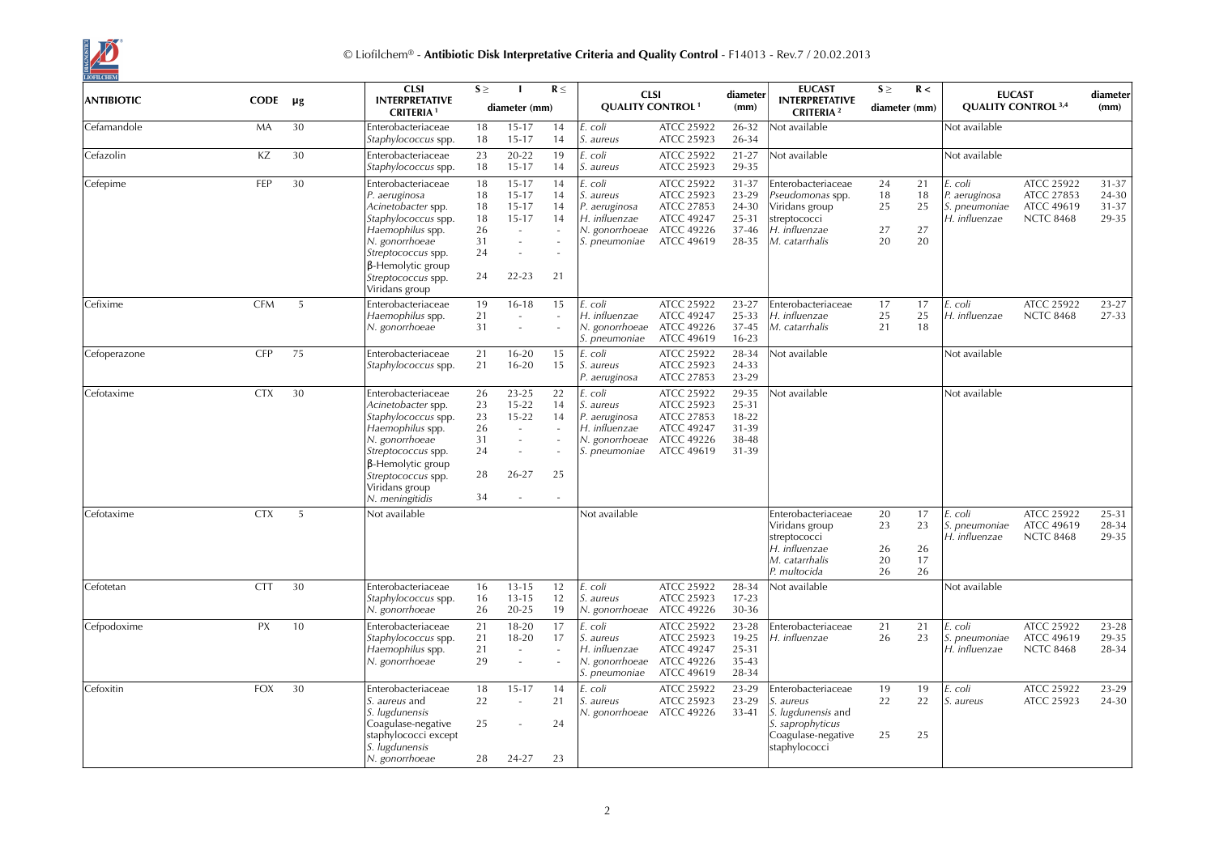| ANTIBIOTIC | CODE | µg | CLSI INTERPRETATIVE CRITERIA [1] | S ≥ | I | R ≤ | CLSI QUALITY CONTROL [1] | | diameter (mm) | EUCAST INTERPRETATIVE CRITERIA [2] | S ≥ | R < | EUCAST QUALITY CONTROL [3,4] | | diameter (mm) |
|---|---|---|---|---|---|---|---|---|---|---|---|---|---|---|---|
| | | | | | diameter (mm) | | | | | | diameter (mm) | | | | |
| Cefamandole | MA | 30 | Enterobacteriaceae<br>*Staphylococcus* spp. | 18<br>18 | 15-17<br>15-17 | 14<br>14 | *E. coli*<br>*S. aureus* | ATCC 25922<br>ATCC 25923 | 26-32<br>26-34 | Not available | | | Not available | | |
| Cefazolin | KZ | 30 | Enterobacteriaceae<br>*Staphylococcus* spp. | 23<br>18 | 20-22<br>15-17 | 19<br>14 | *E. coli*<br>*S. aureus* | ATCC 25922<br>ATCC 25923 | 21-27<br>29-35 | Not available | | | Not available | | |
| Cefepime | FEP | 30 | Enterobacteriaceae<br>*P. aeruginosa*<br>*Acinetobacter* spp.<br>*Staphylococcus* spp.<br>*Haemophilus* spp.<br>*N. gonorrhoeae*<br>*Streptococcus* spp. β-Hemolytic group<br>*Streptococcus* spp. Viridans group | 18<br>18<br>18<br>18<br>26<br>31<br>24<br>24 | 15-17<br>15-17<br>15-17<br>15-17<br>-<br>-<br>-<br>22-23 | 14<br>14<br>14<br>14<br>-<br>-<br>-<br>21 | *E. coli*<br>*S. aureus*<br>*P. aeruginosa*<br>*H. influenzae*<br>*N. gonorrhoeae*<br>*S. pneumoniae* | ATCC 25922<br>ATCC 25923<br>ATCC 27853<br>ATCC 49247<br>ATCC 49226<br>ATCC 49619 | 31-37<br>23-29<br>24-30<br>25-31<br>37-46<br>28-35 | Enterobacteriaceae<br>*Pseudomonas* spp.<br>Viridans group streptococci<br>*H. influenzae*<br>*M. catarrhalis* | 24<br>18<br>25<br>27<br>20 | 21<br>18<br>25<br>27<br>20 | *E. coli*<br>*P. aeruginosa*<br>*S. pneumoniae*<br>*H. influenzae* | ATCC 25922<br>ATCC 27853<br>ATCC 49619<br>NCTC 8468 | 31-37<br>24-30<br>31-37<br>29-35 |
| Cefixime | CFM | 5 | Enterobacteriaceae<br>*Haemophilus* spp.<br>*N. gonorrhoeae* | 19<br>21<br>31 | 16-18<br>-<br>- | 15<br>-<br>- | *E. coli*<br>*H. influenzae*<br>*N. gonorrhoeae*<br>*S. pneumoniae* | ATCC 25922<br>ATCC 49247<br>ATCC 49226<br>ATCC 49619 | 23-27<br>25-33<br>37-45<br>16-23 | Enterobacteriaceae<br>*H. influenzae*<br>*M. catarrhalis* | 17<br>25<br>21 | 17<br>25<br>18 | *E. coli*<br>*H. influenzae* | ATCC 25922<br>NCTC 8468 | 23-27<br>27-33 |
| Cefoperazone | CFP | 75 | Enterobacteriaceae<br>*Staphylococcus* spp. | 21<br>21 | 16-20<br>16-20 | 15<br>15 | *E. coli*<br>*S. aureus*<br>*P. aeruginosa* | ATCC 25922<br>ATCC 25923<br>ATCC 27853 | 28-34<br>24-33<br>23-29 | Not available | | | Not available | | |
| Cefotaxime | CTX | 30 | Enterobacteriaceae<br>*Acinetobacter* spp.<br>*Staphylococcus* spp.<br>*Haemophilus* spp.<br>*N. gonorrhoeae*<br>*Streptococcus* spp. β-Hemolytic group<br>*Streptococcus* spp. Viridans group<br>*N. meningitidis* | 26<br>23<br>23<br>26<br>31<br>24<br>28<br>34 | 23-25<br>15-22<br>15-22<br>-<br>-<br>-<br>26-27<br>- | 22<br>14<br>14<br>-<br>-<br>-<br>25<br>- | *E. coli*<br>*S. aureus*<br>*P. aeruginosa*<br>*H. influenzae*<br>*N. gonorrhoeae*<br>*S. pneumoniae* | ATCC 25922<br>ATCC 25923<br>ATCC 27853<br>ATCC 49247<br>ATCC 49226<br>ATCC 49619 | 29-35<br>25-31<br>18-22<br>31-39<br>38-48<br>31-39 | Not available | | | Not available | | |
| Cefotaxime | CTX | 5 | Not available | | | | Not available | | | Enterobacteriaceae<br>Viridans group streptococci<br>*H. influenzae*<br>*M. catarrhalis*<br>*P. multocida* | 20<br>23<br>26<br>20<br>26 | 17<br>23<br>26<br>17<br>26 | *E. coli*<br>*S. pneumoniae*<br>*H. influenzae* | ATCC 25922<br>ATCC 49619<br>NCTC 8468 | 25-31<br>28-34<br>29-35 |
| Cefotetan | CTT | 30 | Enterobacteriaceae<br>*Staphylococcus* spp.<br>*N. gonorrhoeae* | 16<br>16<br>26 | 13-15<br>13-15<br>20-25 | 12<br>12<br>19 | *E. coli*<br>*S. aureus*<br>*N. gonorrhoeae* | ATCC 25922<br>ATCC 25923<br>ATCC 49226 | 28-34<br>17-23<br>30-36 | Not available | | | Not available | | |
| Cefpodoxime | PX | 10 | Enterobacteriaceae<br>*Staphylococcus* spp.<br>*Haemophilus* spp.<br>*N. gonorrhoeae* | 21<br>21<br>21<br>29 | 18-20<br>18-20<br>-<br>- | 17<br>17<br>-<br>- | *E. coli*<br>*S. aureus*<br>*H. influenzae*<br>*N. gonorrhoeae*<br>*S. pneumoniae* | ATCC 25922<br>ATCC 25923<br>ATCC 49247<br>ATCC 49226<br>ATCC 49619 | 23-28<br>19-25<br>25-31<br>35-43<br>28-34 | Enterobacteriaceae<br>*H. influenzae* | 21<br>26 | 21<br>23 | *E. coli*<br>*S. pneumoniae*<br>*H. influenzae* | ATCC 25922<br>ATCC 49619<br>NCTC 8468 | 23-28<br>29-35<br>28-34 |
| Cefoxitin | FOX | 30 | Enterobacteriaceae<br>*S. aureus* and *S. lugdunensis*<br>Coagulase-negative staphylococci except *S. lugdunensis*<br>*N. gonorrhoeae* | 18<br>22<br>25<br>28 | 15-17<br>-<br>-<br>24-27 | 14<br>21<br>24<br>23 | *E. coli*<br>*S. aureus*<br>*N. gonorrhoeae* | ATCC 25922<br>ATCC 25923<br>ATCC 49226 | 23-29<br>23-29<br>33-41 | Enterobacteriaceae<br>*S. aureus*<br>*S. lugdunensis* and *S. saprophyticus*<br>Coagulase-negative staphylococci | 19<br>22<br>25 | 19<br>22<br>25 | *E. coli*<br>*S. aureus* | ATCC 25922<br>ATCC 25923 | 23-29<br>24-30 |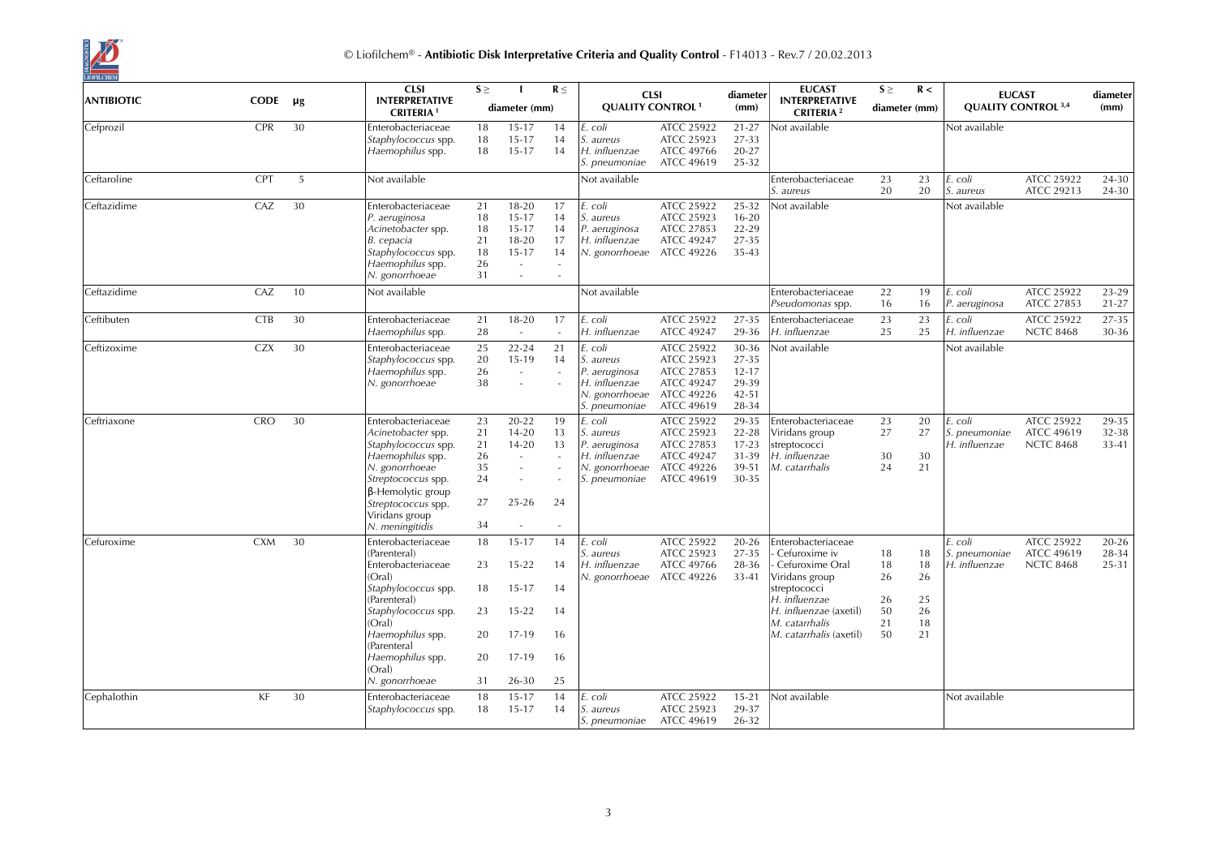| ANTIBIOTIC | CODE | µg | CLSI INTERPRETATIVE CRITERIA [1] | S ≥ | I | R ≤ | CLSI QUALITY CONTROL [1] | | diameter (mm) | EUCAST INTERPRETATIVE CRITERIA [2] | S ≥ | R < | EUCAST QUALITY CONTROL [3,4] | | diameter (mm) |
|---|---|---|---|---|---|---|---|---|---|---|---|---|---|---|---|
| | | | | | diameter (mm) | | | | | | diameter (mm) | | | | |
| Cefprozil | CPR | 30 | Enterobacteriaceae<br>*Staphylococcus* spp.<br>*Haemophilus* spp. | 18<br>18<br>18 | 15-17<br>15-17<br>15-17 | 14<br>14<br>14 | *E. coli*<br>*S. aureus*<br>*H. influenzae*<br>*S. pneumoniae* | ATCC 25922<br>ATCC 25923<br>ATCC 49766<br>ATCC 49619 | 21-27<br>27-33<br>20-27<br>25-32 | Not available | | | Not available | | |
| Ceftaroline | CPT | 5 | Not available | | | | Not available | | | Enterobacteriaceae<br>*S. aureus* | 23<br>20 | 23<br>20 | *E. coli*<br>*S. aureus* | ATCC 25922<br>ATCC 29213 | 24-30<br>24-30 |
| Ceftazidime | CAZ | 30 | Enterobacteriaceae<br>*P. aeruginosa*<br>*Acinetobacter* spp.<br>*B. cepacia*<br>*Staphylococcus* spp.<br>*Haemophilus* spp.<br>*N. gonorrhoeae* | 21<br>18<br>18<br>21<br>18<br>26<br>31 | 18-20<br>15-17<br>15-17<br>18-20<br>15-17<br>-<br>- | 17<br>14<br>14<br>17<br>14<br>-<br>- | *E. coli*<br>*S. aureus*<br>*P. aeruginosa*<br>*H. influenzae*<br>*N. gonorrhoeae* | ATCC 25922<br>ATCC 25923<br>ATCC 27853<br>ATCC 49247<br>ATCC 49226 | 25-32<br>16-20<br>22-29<br>27-35<br>35-43 | Not available | | | Not available | | |
| Ceftazidime | CAZ | 10 | Not available | | | | Not available | | | Enterobacteriaceae<br>*Pseudomonas* spp. | 22<br>16 | 19<br>16 | *E. coli*<br>*P. aeruginosa* | ATCC 25922<br>ATCC 27853 | 23-29<br>21-27 |
| Ceftibuten | CTB | 30 | Enterobacteriaceae<br>*Haemophilus* spp. | 21<br>28 | 18-20<br>- | 17<br>- | *E. coli*<br>*H. influenzae* | ATCC 25922<br>ATCC 49247 | 27-35<br>29-36 | Enterobacteriaceae<br>*H. influenzae* | 23<br>25 | 23<br>25 | *E. coli*<br>*H. influenzae* | ATCC 25922<br>NCTC 8468 | 27-35<br>30-36 |
| Ceftizoxime | CZX | 30 | Enterobacteriaceae<br>*Staphylococcus* spp.<br>*Haemophilus* spp.<br>*N. gonorrhoeae* | 25<br>20<br>26<br>38 | 22-24<br>15-19<br>-<br>- | 21<br>14<br>-<br>- | *E. coli*<br>*S. aureus*<br>*P. aeruginosa*<br>*H. influenzae*<br>*N. gonorrhoeae*<br>*S. pneumoniae* | ATCC 25922<br>ATCC 25923<br>ATCC 27853<br>ATCC 49247<br>ATCC 49226<br>ATCC 49619 | 30-36<br>27-35<br>12-17<br>29-39<br>42-51<br>28-34 | Not available | | | Not available | | |
| Ceftriaxone | CRO | 30 | Enterobacteriaceae<br>*Acinetobacter* spp.<br>*Staphylococcus* spp.<br>*Haemophilus* spp.<br>*N. gonorrhoeae*<br>*Streptococcus* spp.<br>β-Hemolytic group<br>*Streptococcus* spp.<br>Viridans group<br>*N. meningitidis* | 23<br>21<br>21<br>26<br>35<br>24<br><br>27<br><br>34 | 20-22<br>14-20<br>14-20<br>-<br>-<br>-<br><br>25-26<br><br>- | 19<br>13<br>13<br>-<br>-<br>-<br><br>24<br><br>- | *E. coli*<br>*S. aureus*<br>*P. aeruginosa*<br>*H. influenzae*<br>*N. gonorrhoeae*<br>*S. pneumoniae* | ATCC 25922<br>ATCC 25923<br>ATCC 27853<br>ATCC 49247<br>ATCC 49226<br>ATCC 49619 | 29-35<br>22-28<br>17-23<br>31-39<br>39-51<br>30-35 | Enterobacteriaceae<br>Viridans group<br>streptococci<br>*H. influenzae*<br>*M. catarrhalis* | 23<br>27<br><br>30<br>24 | 20<br>27<br><br>30<br>21 | *E. coli*<br>*S. pneumoniae*<br>*H. influenzae* | ATCC 25922<br>ATCC 49619<br>NCTC 8468 | 29-35<br>32-38<br>33-41 |
| Cefuroxime | CXM | 30 | Enterobacteriaceae<br>(Parenteral)<br>Enterobacteriaceae<br>(Oral)<br>*Staphylococcus* spp.<br>(Parenteral)<br>*Staphylococcus* spp.<br>(Oral)<br>*Haemophilus* spp.<br>(Parenteral<br>*Haemophilus* spp.<br>(Oral)<br>*N. gonorrhoeae* | 18<br><br>23<br><br>18<br><br>23<br><br>20<br><br>20<br><br>31 | 15-17<br><br>15-22<br><br>15-17<br><br>15-22<br><br>17-19<br><br>17-19<br><br>26-30 | 14<br><br>14<br><br>14<br><br>14<br><br>16<br><br>16<br><br>25 | *E. coli*<br>*S. aureus*<br>*H. influenzae*<br>*N. gonorrhoeae* | ATCC 25922<br>ATCC 25923<br>ATCC 49766<br>ATCC 49226 | 20-26<br>27-35<br>28-36<br>33-41 | Enterobacteriaceae<br>- Cefuroxime iv<br>- Cefuroxime Oral<br>Viridans group<br>streptococci<br>*H. influenzae*<br>*H. influenzae* (axetil)<br>*M. catarrhalis*<br>*M. catarrhalis* (axetil) | <br>18<br>18<br>26<br><br>26<br>50<br>21<br>50 | <br>18<br>18<br>26<br><br>25<br>26<br>18<br>21 | *E. coli*<br>*S. pneumoniae*<br>*H. influenzae* | ATCC 25922<br>ATCC 49619<br>NCTC 8468 | 20-26<br>28-34<br>25-31 |
| Cephalothin | KF | 30 | Enterobacteriaceae<br>*Staphylococcus* spp. | 18<br>18 | 15-17<br>15-17 | 14<br>14 | *E. coli*<br>*S. aureus*<br>*S. pneumoniae* | ATCC 25922<br>ATCC 25923<br>ATCC 49619 | 15-21<br>29-37<br>26-32 | Not available | | | Not available | | |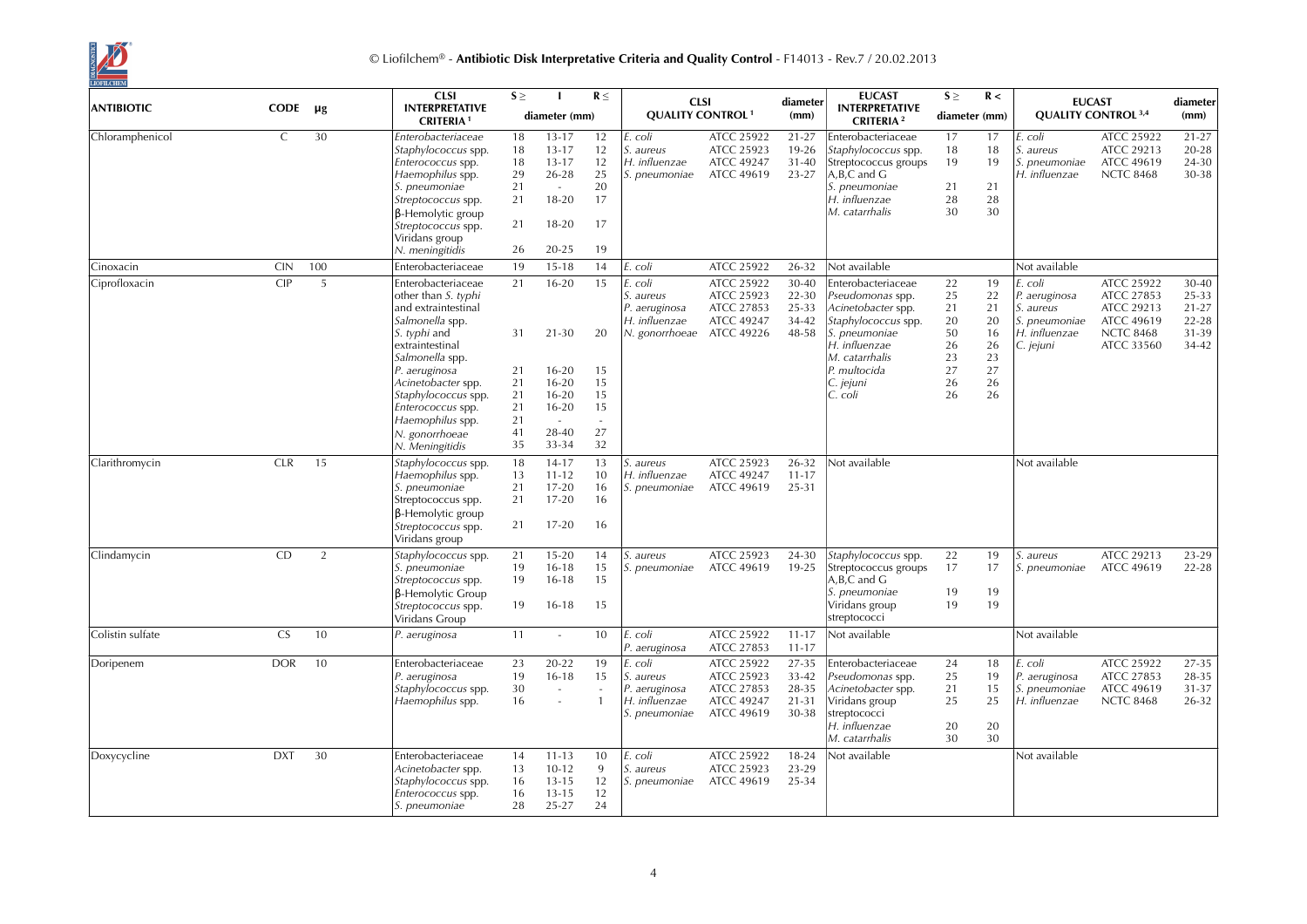| ANTIBIOTIC | CODE | µg | CLSI INTERPRETATIVE CRITERIA [1] | S ≥ | I | R ≤ | CLSI QUALITY CONTROL [1] | | diameter (mm) | EUCAST INTERPRETATIVE CRITERIA [2] | S ≥ | R < | EUCAST QUALITY CONTROL [3,4] | | diameter (mm) |
|---|---|---|---|---|---|---|---|---|---|---|---|---|---|---|---|
| | | | | diameter (mm) | | | | | | | diameter (mm) | | | | |
| Chloramphenicol | C | 30 | *Enterobacteriaceae* | 18 | 13-17 | 12 | *E. coli* | ATCC 25922 | 21-27 | Enterobacteriaceae | 17 | 17 | *E. coli* | ATCC 25922 | 21-27 |
| | | | *Staphylococcus* spp. | 18 | 13-17 | 12 | *S. aureus* | ATCC 25923 | 19-26 | *Staphylococcus* spp. | 18 | 18 | *S. aureus* | ATCC 29213 | 20-28 |
| | | | *Enterococcus* spp. | 18 | 13-17 | 12 | *H. influenzae* | ATCC 49247 | 31-40 | Streptococcus groups A,B,C and G | 19 | 19 | *S. pneumoniae* | ATCC 49619 | 24-30 |
| | | | *Haemophilus* spp. | 29 | 26-28 | 25 | *S. pneumoniae* | ATCC 49619 | 23-27 | *S. pneumoniae* | 21 | 21 | *H. influenzae* | NCTC 8468 | 30-38 |
| | | | *S. pneumoniae* | 21 | - | 20 | | | | *H. influenzae* | 28 | 28 | | | |
| | | | *Streptococcus* spp. β-Hemolytic group | 21 | 18-20 | 17 | | | | *M. catarrhalis* | 30 | 30 | | | |
| | | | *Streptococcus* spp. Viridans group | 21 | 18-20 | 17 | | | | | | | | | |
| | | | *N. meningitidis* | 26 | 20-25 | 19 | | | | | | | | | |
| Cinoxacin | CIN | 100 | Enterobacteriaceae | 19 | 15-18 | 14 | *E. coli* | ATCC 25922 | 26-32 | Not available | | | Not available | | |
| Ciprofloxacin | CIP | 5 | Enterobacteriaceae other than *S. typhi* and extraintestinal *Salmonella* spp. | 21 | 16-20 | 15 | *E. coli* | ATCC 25922 | 30-40 | Enterobacteriaceae | 22 | 19 | *E. coli* | ATCC 25922 | 30-40 |
| | | | *S. typhi* and extraintestinal *Salmonella* spp. | 31 | 21-30 | 20 | *S. aureus* | ATCC 25923 | 22-30 | *Pseudomonas* spp. | 25 | 22 | *P. aeruginosa* | ATCC 27853 | 25-33 |
| | | | *P. aeruginosa* | 21 | 16-20 | 15 | *P. aeruginosa* | ATCC 27853 | 25-33 | *Acinetobacter* spp. | 21 | 21 | *S. aureus* | ATCC 29213 | 21-27 |
| | | | *Acinetobacter* spp. | 21 | 16-20 | 15 | *H. influenzae* | ATCC 49247 | 34-42 | *Staphylococcus* spp. | 20 | 20 | *S. pneumoniae* | ATCC 49619 | 22-28 |
| | | | *Staphylococcus* spp. | 21 | 16-20 | 15 | *N. gonorrhoeae* | ATCC 49226 | 48-58 | *S. pneumoniae* | 50 | 16 | *H. influenzae* | NCTC 8468 | 31-39 |
| | | | *Enterococcus* spp. | 21 | 16-20 | 15 | | | | *H. influenzae* | 26 | 26 | *C. jejuni* | ATCC 33560 | 34-42 |
| | | | *Haemophilus* spp. | 21 | - | - | | | | *M. catarrhalis* | 23 | 23 | | | |
| | | | *N. gonorrhoeae* | 41 | 28-40 | 27 | | | | *P. multocida* | 27 | 27 | | | |
| | | | *N. Meningitidis* | 35 | 33-34 | 32 | | | | *C. jejuni* | 26 | 26 | | | |
| | | | | | | | | | | *C. coli* | 26 | 26 | | | |
| Clarithromycin | CLR | 15 | *Staphylococcus* spp. | 18 | 14-17 | 13 | *S. aureus* | ATCC 25923 | 26-32 | Not available | | | Not available | | |
| | | | *Haemophilus* spp. | 13 | 11-12 | 10 | *H. influenzae* | ATCC 49247 | 11-17 | | | | | | |
| | | | *S. pneumoniae* | 21 | 17-20 | 16 | *S. pneumoniae* | ATCC 49619 | 25-31 | | | | | | |
| | | | Streptococcus spp. β-Hemolytic group | 21 | 17-20 | 16 | | | | | | | | | |
| | | | *Streptococcus* spp. Viridans group | 21 | 17-20 | 16 | | | | | | | | | |
| Clindamycin | CD | 2 | *Staphylococcus* spp. | 21 | 15-20 | 14 | *S. aureus* | ATCC 25923 | 24-30 | *Staphylococcus* spp. | 22 | 19 | *S. aureus* | ATCC 29213 | 23-29 |
| | | | *S. pneumoniae* | 19 | 16-18 | 15 | *S. pneumoniae* | ATCC 49619 | 19-25 | Streptococcus groups A,B,C and G | 17 | 17 | *S. pneumoniae* | ATCC 49619 | 22-28 |
| | | | *Streptococcus* spp. β-Hemolytic Group | 19 | 16-18 | 15 | | | | *S. pneumoniae* | 19 | 19 | | | |
| | | | *Streptococcus* spp. Viridans Group | 19 | 16-18 | 15 | | | | Viridans group streptococci | 19 | 19 | | | |
| Colistin sulfate | CS | 10 | *P. aeruginosa* | 11 | - | 10 | *E. coli* | ATCC 25922 | 11-17 | Not available | | | Not available | | |
| | | | | | | | *P. aeruginosa* | ATCC 27853 | 11-17 | | | | | | |
| Doripenem | DOR | 10 | Enterobacteriaceae | 23 | 20-22 | 19 | *E. coli* | ATCC 25922 | 27-35 | Enterobacteriaceae | 24 | 18 | *E. coli* | ATCC 25922 | 27-35 |
| | | | *P. aeruginosa* | 19 | 16-18 | 15 | *S. aureus* | ATCC 25923 | 33-42 | *Pseudomonas* spp. | 25 | 19 | *P. aeruginosa* | ATCC 27853 | 28-35 |
| | | | *Staphylococcus* spp. | 30 | - | - | *P. aeruginosa* | ATCC 27853 | 28-35 | *Acinetobacter* spp. | 21 | 15 | *S. pneumoniae* | ATCC 49619 | 31-37 |
| | | | *Haemophilus* spp. | 16 | - | 1 | *H. influenzae* | ATCC 49247 | 21-31 | Viridans group streptococci | 25 | 25 | *H. influenzae* | NCTC 8468 | 26-32 |
| | | | | | | | *S. pneumoniae* | ATCC 49619 | 30-38 | *H. influenzae* | 20 | 20 | | | |
| | | | | | | | | | | *M. catarrhalis* | 30 | 30 | | | |
| Doxycycline | DXT | 30 | Enterobacteriaceae | 14 | 11-13 | 10 | *E. coli* | ATCC 25922 | 18-24 | Not available | | | Not available | | |
| | | | *Acinetobacter* spp. | 13 | 10-12 | 9 | *S. aureus* | ATCC 25923 | 23-29 | | | | | | |
| | | | *Staphylococcus* spp. | 16 | 13-15 | 12 | *S. pneumoniae* | ATCC 49619 | 25-34 | | | | | | |
| | | | *Enterococcus* spp. | 16 | 13-15 | 12 | | | | | | | | | |
| | | | *S. pneumoniae* | 28 | 25-27 | 24 | | | | | | | | | |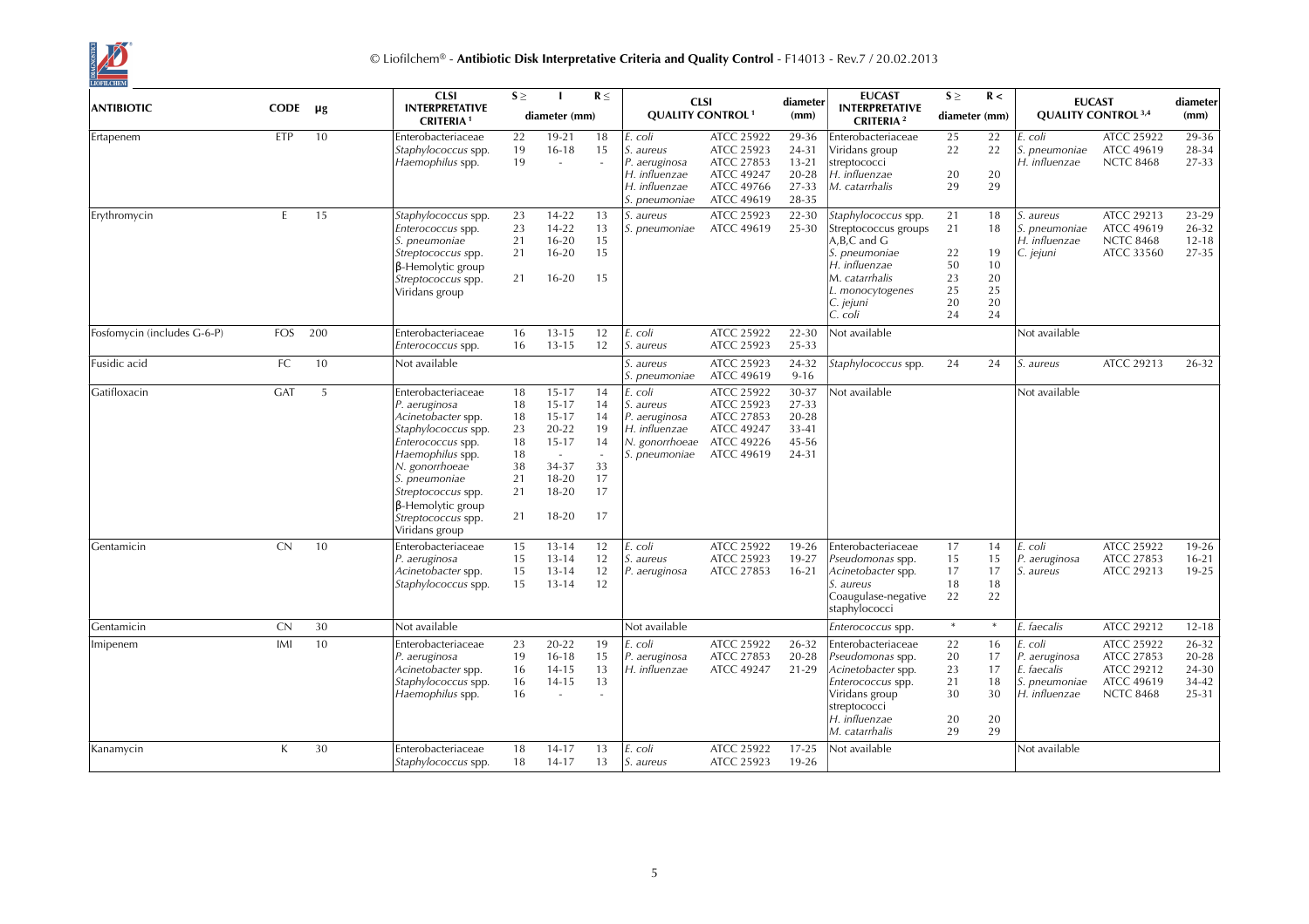| ANTIBIOTIC | CODE | µg | CLSI INTERPRETATIVE CRITERIA [1] | S ≥ | I | R ≤ | CLSI QUALITY CONTROL [1] | | diameter (mm) | EUCAST INTERPRETATIVE CRITERIA [2] | S ≥ | R < | EUCAST QUALITY CONTROL [3,4] | | diameter (mm) |
|---|---|---|---|---|---|---|---|---|---|---|---|---|---|---|---|
| | | | | diameter (mm) | | | | | | | diameter (mm) | | | | |
| Ertapenem | ETP | 10 | Enterobacteriaceae | 22 | 19-21 | 18 | *E. coli* | ATCC 25922 | 29-36 | Enterobacteriaceae | 25 | 22 | *E. coli* | ATCC 25922 | 29-36 |
| | | | *Staphylococcus* spp. | 19 | 16-18 | 15 | *S. aureus* | ATCC 25923 | 24-31 | Viridans group streptococci | 22 | 22 | *S. pneumoniae* | ATCC 49619 | 28-34 |
| | | | *Haemophilus* spp. | 19 | - | - | *P. aeruginosa* | ATCC 27853 | 13-21 | *H. influenzae* | 20 | 20 | *H. influenzae* | NCTC 8468 | 27-33 |
| | | | | | | | *H. influenzae* | ATCC 49247 | 20-28 | *M. catarrhalis* | 29 | 29 | | | |
| | | | | | | | *H. influenzae* | ATCC 49766 | 27-33 | | | | | | |
| | | | | | | | *S. pneumoniae* | ATCC 49619 | 28-35 | | | | | | |
| Erythromycin | E | 15 | *Staphylococcus* spp. | 23 | 14-22 | 13 | *S. aureus* | ATCC 25923 | 22-30 | *Staphylococcus* spp. | 21 | 18 | *S. aureus* | ATCC 29213 | 23-29 |
| | | | *Enterococcus* spp. | 23 | 14-22 | 13 | *S. pneumoniae* | ATCC 49619 | 25-30 | Streptococcus groups A,B,C and G | 21 | 18 | *S. pneumoniae* | ATCC 49619 | 26-32 |
| | | | *S. pneumoniae* | 21 | 16-20 | 15 | | | | *S. pneumoniae* | 22 | 19 | *H. influenzae* | NCTC 8468 | 12-18 |
| | | | *Streptococcus* spp. β-Hemolytic group | 21 | 16-20 | 15 | | | | *H. influenzae* | 50 | 10 | *C. jejuni* | ATCC 33560 | 27-35 |
| | | | *Streptococcus* spp. Viridans group | 21 | 16-20 | 15 | | | | *M. catarrhalis* | 23 | 20 | | | |
| | | | | | | | | | | *L. monocytogenes* | 25 | 25 | | | |
| | | | | | | | | | | *C. jejuni* | 20 | 20 | | | |
| | | | | | | | | | | *C. coli* | 24 | 24 | | | |
| Fosfomycin (includes G-6-P) | FOS | 200 | Enterobacteriaceae | 16 | 13-15 | 12 | *E. coli* | ATCC 25922 | 22-30 | Not available | | | Not available | | |
| | | | *Enterococcus* spp. | 16 | 13-15 | 12 | *S. aureus* | ATCC 25923 | 25-33 | | | | | | |
| Fusidic acid | FC | 10 | Not available | | | | *S. aureus* | ATCC 25923 | 24-32 | *Staphylococcus* spp. | 24 | 24 | *S. aureus* | ATCC 29213 | 26-32 |
| | | | | | | | *S. pneumoniae* | ATCC 49619 | 9-16 | | | | | | |
| Gatifloxacin | GAT | 5 | Enterobacteriaceae | 18 | 15-17 | 14 | *E. coli* | ATCC 25922 | 30-37 | Not available | | | Not available | | |
| | | | *P. aeruginosa* | 18 | 15-17 | 14 | *S. aureus* | ATCC 25923 | 27-33 | | | | | | |
| | | | *Acinetobacter* spp. | 18 | 15-17 | 14 | *P. aeruginosa* | ATCC 27853 | 20-28 | | | | | | |
| | | | *Staphylococcus* spp. | 23 | 20-22 | 19 | *H. influenzae* | ATCC 49247 | 33-41 | | | | | | |
| | | | *Enterococcus* spp. | 18 | 15-17 | 14 | *N. gonorrhoeae* | ATCC 49226 | 45-56 | | | | | | |
| | | | *Haemophilus* spp. | 18 | - | - | *S. pneumoniae* | ATCC 49619 | 24-31 | | | | | | |
| | | | *N. gonorrhoeae* | 38 | 34-37 | 33 | | | | | | | | | |
| | | | *S. pneumoniae* | 21 | 18-20 | 17 | | | | | | | | | |
| | | | *Streptococcus* spp. β-Hemolytic group | 21 | 18-20 | 17 | | | | | | | | | |
| | | | *Streptococcus* spp. Viridans group | 21 | 18-20 | 17 | | | | | | | | | |
| Gentamicin | CN | 10 | Enterobacteriaceae | 15 | 13-14 | 12 | *E. coli* | ATCC 25922 | 19-26 | Enterobacteriaceae | 17 | 14 | *E. coli* | ATCC 25922 | 19-26 |
| | | | *P. aeruginosa* | 15 | 13-14 | 12 | *S. aureus* | ATCC 25923 | 19-27 | *Pseudomonas* spp. | 15 | 15 | *P. aeruginosa* | ATCC 27853 | 16-21 |
| | | | *Acinetobacter* spp. | 15 | 13-14 | 12 | *P. aeruginosa* | ATCC 27853 | 16-21 | *Acinetobacter* spp. | 17 | 17 | *S. aureus* | ATCC 29213 | 19-25 |
| | | | *Staphylococcus* spp. | 15 | 13-14 | 12 | | | | *S. aureus* | 18 | 18 | | | |
| | | | | | | | | | | Coagulase-negative staphylococci | 22 | 22 | | | |
| Gentamicin | CN | 30 | Not available | | | | Not available | | | *Enterococcus* spp. | * | * | *E. faecalis* | ATCC 29212 | 12-18 |
| Imipenem | IMI | 10 | Enterobacteriaceae | 23 | 20-22 | 19 | *E. coli* | ATCC 25922 | 26-32 | Enterobacteriaceae | 22 | 16 | *E. coli* | ATCC 25922 | 26-32 |
| | | | *P. aeruginosa* | 19 | 16-18 | 15 | *P. aeruginosa* | ATCC 27853 | 20-28 | *Pseudomonas* spp. | 20 | 17 | *P. aeruginosa* | ATCC 27853 | 20-28 |
| | | | *Acinetobacter* spp. | 16 | 14-15 | 13 | *H. influenzae* | ATCC 49247 | 21-29 | *Acinetobacter* spp. | 23 | 17 | *E. faecalis* | ATCC 29212 | 24-30 |
| | | | *Staphylococcus* spp. | 16 | 14-15 | 13 | | | | *Enterococcus* spp. | 21 | 18 | *S. pneumoniae* | ATCC 49619 | 34-42 |
| | | | *Haemophilus* spp. | 16 | - | - | | | | Viridans group streptococci | 30 | 30 | *H. influenzae* | NCTC 8468 | 25-31 |
| | | | | | | | | | | *H. influenzae* | 20 | 20 | | | |
| | | | | | | | | | | *M. catarrhalis* | 29 | 29 | | | |
| Kanamycin | K | 30 | Enterobacteriaceae | 18 | 14-17 | 13 | *E. coli* | ATCC 25922 | 17-25 | Not available | | | Not available | | |
| | | | *Staphylococcus* spp. | 18 | 14-17 | 13 | *S. aureus* | ATCC 25923 | 19-26 | | | | | | |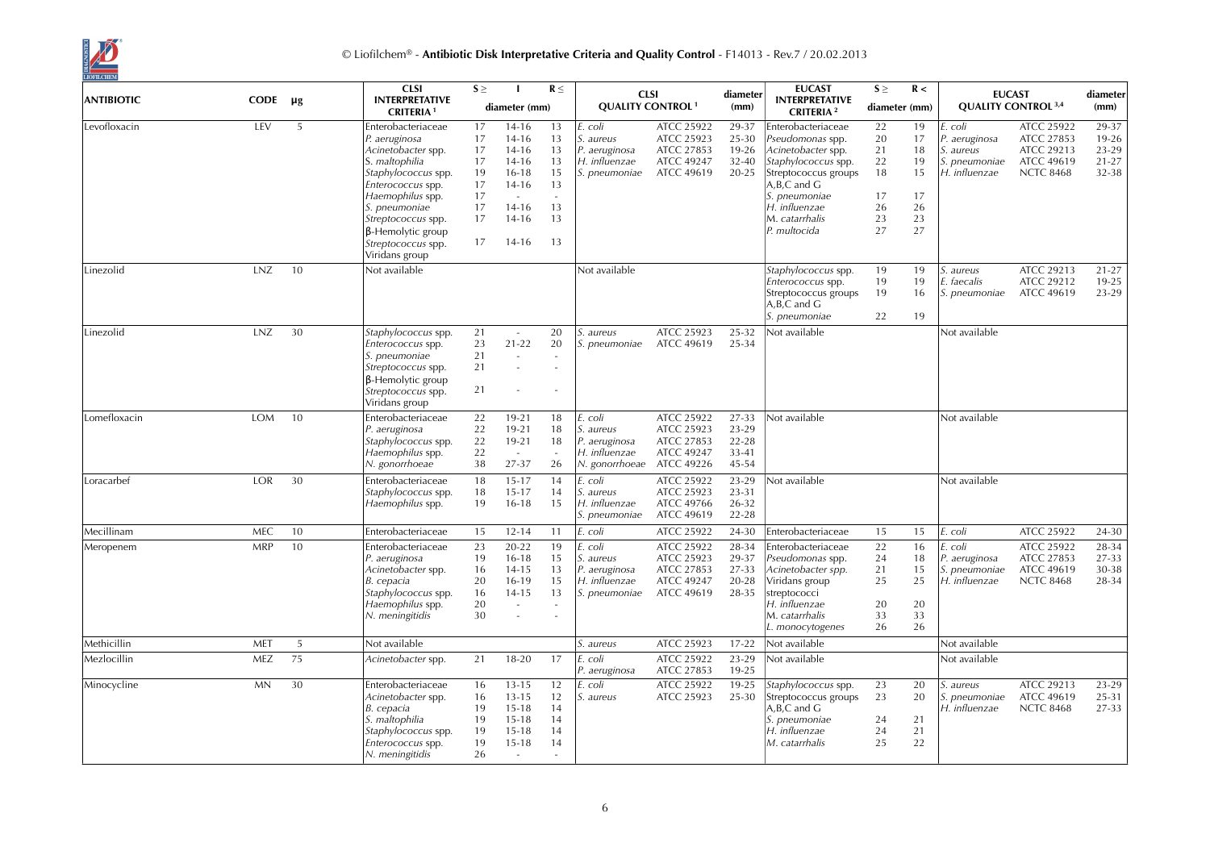| ANTIBIOTIC | CODE | µg | CLSI INTERPRETATIVE CRITERIA [1] | S ≥ | I | R ≤ | CLSI QUALITY CONTROL [1] | | diameter (mm) | EUCAST INTERPRETATIVE CRITERIA [2] | S ≥ | R < | EUCAST QUALITY CONTROL [3,4] | | diameter (mm) |
|---|---|---|---|---|---|---|---|---|---|---|---|---|---|---|---|
| | | | | diameter (mm) | | | | | | | diameter (mm) | | | | |
| Levofloxacin | LEV | 5 | Enterobacteriaceae | 17 | 14-16 | 13 | *E. coli* | ATCC 25922 | 29-37 | Enterobacteriaceae | 22 | 19 | *E. coli* | ATCC 25922 | 29-37 |
| | | | *P. aeruginosa* | 17 | 14-16 | 13 | *S. aureus* | ATCC 25923 | 25-30 | *Pseudomonas* spp. | 20 | 17 | *P. aeruginosa* | ATCC 27853 | 19-26 |
| | | | *Acinetobacter* spp. | 17 | 14-16 | 13 | *P. aeruginosa* | ATCC 27853 | 19-26 | *Acinetobacter* spp. | 21 | 18 | *S. aureus* | ATCC 29213 | 23-29 |
| | | | *S. maltophilia* | 17 | 14-16 | 13 | *H. influenzae* | ATCC 49247 | 32-40 | *Staphylococcus* spp. | 22 | 19 | *S. pneumoniae* | ATCC 49619 | 21-27 |
| | | | *Staphylococcus* spp. | 19 | 16-18 | 15 | *S. pneumoniae* | ATCC 49619 | 20-25 | Streptococcus groups A,B,C and G | 18 | 15 | *H. influenzae* | NCTC 8468 | 32-38 |
| | | | *Enterococcus* spp. | 17 | 14-16 | 13 | | | | *S. pneumoniae* | 17 | 17 | | | |
| | | | *Haemophilus* spp. | 17 | - | - | | | | *H. influenzae* | 26 | 26 | | | |
| | | | *S. pneumoniae* | 17 | 14-16 | 13 | | | | M. *catarrhalis* | 23 | 23 | | | |
| | | | *Streptococcus* spp. β-Hemolytic group | 17 | 14-16 | 13 | | | | *P. multocida* | 27 | 27 | | | |
| | | | *Streptococcus* spp. Viridans group | 17 | 14-16 | 13 | | | | | | | | | |
| Linezolid | LNZ | 10 | Not available | | | | Not available | | | *Staphylococcus* spp. | 19 | 19 | *S. aureus* | ATCC 29213 | 21-27 |
| | | | | | | | | | | *Enterococcus* spp. | 19 | 19 | *E. faecalis* | ATCC 29212 | 19-25 |
| | | | | | | | | | | Streptococcus groups A,B,C and G | 19 | 16 | *S. pneumoniae* | ATCC 49619 | 23-29 |
| | | | | | | | | | | *S. pneumoniae* | 22 | 19 | | | |
| Linezolid | LNZ | 30 | *Staphylococcus* spp. | 21 | - | 20 | *S. aureus* | ATCC 25923 | 25-32 | Not available | | | Not available | | |
| | | | *Enterococcus* spp. | 23 | 21-22 | 20 | *S. pneumoniae* | ATCC 49619 | 25-34 | | | | | | |
| | | | *S. pneumoniae* | 21 | - | - | | | | | | | | | |
| | | | *Streptococcus* spp. β-Hemolytic group | 21 | - | - | | | | | | | | | |
| | | | *Streptococcus* spp. Viridans group | 21 | - | - | | | | | | | | | |
| Lomefloxacin | LOM | 10 | Enterobacteriaceae | 22 | 19-21 | 18 | *E. coli* | ATCC 25922 | 27-33 | Not available | | | Not available | | |
| | | | *P. aeruginosa* | 22 | 19-21 | 18 | *S. aureus* | ATCC 25923 | 23-29 | | | | | | |
| | | | *Staphylococcus* spp. | 22 | 19-21 | 18 | *P. aeruginosa* | ATCC 27853 | 22-28 | | | | | | |
| | | | *Haemophilus* spp. | 22 | - | - | *H. influenzae* | ATCC 49247 | 33-41 | | | | | | |
| | | | *N. gonorrhoeae* | 38 | 27-37 | 26 | *N. gonorrhoeae* | ATCC 49226 | 45-54 | | | | | | |
| Loracarbef | LOR | 30 | Enterobacteriaceae | 18 | 15-17 | 14 | *E. coli* | ATCC 25922 | 23-29 | Not available | | | Not available | | |
| | | | *Staphylococcus* spp. | 18 | 15-17 | 14 | *S. aureus* | ATCC 25923 | 23-31 | | | | | | |
| | | | *Haemophilus* spp. | 19 | 16-18 | 15 | *H. influenzae* | ATCC 49766 | 26-32 | | | | | | |
| | | | | | | | *S. pneumoniae* | ATCC 49619 | 22-28 | | | | | | |
| Mecillinam | MEC | 10 | Enterobacteriaceae | 15 | 12-14 | 11 | *E. coli* | ATCC 25922 | 24-30 | Enterobacteriaceae | 15 | 15 | *E. coli* | ATCC 25922 | 24-30 |
| Meropenem | MRP | 10 | Enterobacteriaceae | 23 | 20-22 | 19 | *E. coli* | ATCC 25922 | 28-34 | Enterobacteriaceae | 22 | 16 | *E. coli* | ATCC 25922 | 28-34 |
| | | | *P. aeruginosa* | 19 | 16-18 | 15 | *S. aureus* | ATCC 25923 | 29-37 | *Pseudomonas* spp. | 24 | 18 | *P. aeruginosa* | ATCC 27853 | 27-33 |
| | | | *Acinetobacter* spp. | 16 | 14-15 | 13 | *P. aeruginosa* | ATCC 27853 | 27-33 | *Acinetobacter spp.* | 21 | 15 | *S. pneumoniae* | ATCC 49619 | 30-38 |
| | | | *B. cepacia* | 20 | 16-19 | 15 | *H. influenzae* | ATCC 49247 | 20-28 | Viridans group streptococci | 25 | 25 | *H. influenzae* | NCTC 8468 | 28-34 |
| | | | *Staphylococcus* spp. | 16 | 14-15 | 13 | *S. pneumoniae* | ATCC 49619 | 28-35 | | | | | | |
| | | | *Haemophilus* spp. | 20 | - | - | | | | *H. influenzae* | 20 | 20 | | | |
| | | | *N. meningitidis* | 30 | - | - | | | | M. *catarrhalis* | 33 | 33 | | | |
| | | | | | | | | | | *L. monocytogenes* | 26 | 26 | | | |
| Methicillin | MET | 5 | Not available | | | | *S. aureus* | ATCC 25923 | 17-22 | Not available | | | Not available | | |
| Mezlocillin | MEZ | 75 | *Acinetobacter* spp. | 21 | 18-20 | 17 | *E. coli* | ATCC 25922 | 23-29 | Not available | | | Not available | | |
| | | | | | | | *P. aeruginosa* | ATCC 27853 | 19-25 | | | | | | |
| Minocycline | MN | 30 | Enterobacteriaceae | 16 | 13-15 | 12 | *E. coli* | ATCC 25922 | 19-25 | *Staphylococcus* spp. | 23 | 20 | *S. aureus* | ATCC 29213 | 23-29 |
| | | | *Acinetobacter* spp. | 16 | 13-15 | 12 | *S. aureus* | ATCC 25923 | 25-30 | Streptococcus groups A,B,C and G | 23 | 20 | *S. pneumoniae* | ATCC 49619 | 25-31 |
| | | | *B. cepacia* | 19 | 15-18 | 14 | | | | *S. pneumoniae* | 24 | 21 | *H. influenzae* | NCTC 8468 | 27-33 |
| | | | *S. maltophilia* | 19 | 15-18 | 14 | | | | *H. influenzae* | 24 | 21 | | | |
| | | | *Staphylococcus* spp. | 19 | 15-18 | 14 | | | | *M. catarrhalis* | 25 | 22 | | | |
| | | | *Enterococcus* spp. | 19 | 15-18 | 14 | | | | | | | | | |
| | | | *N. meningitidis* | 26 | - | - | | | | | | | | | |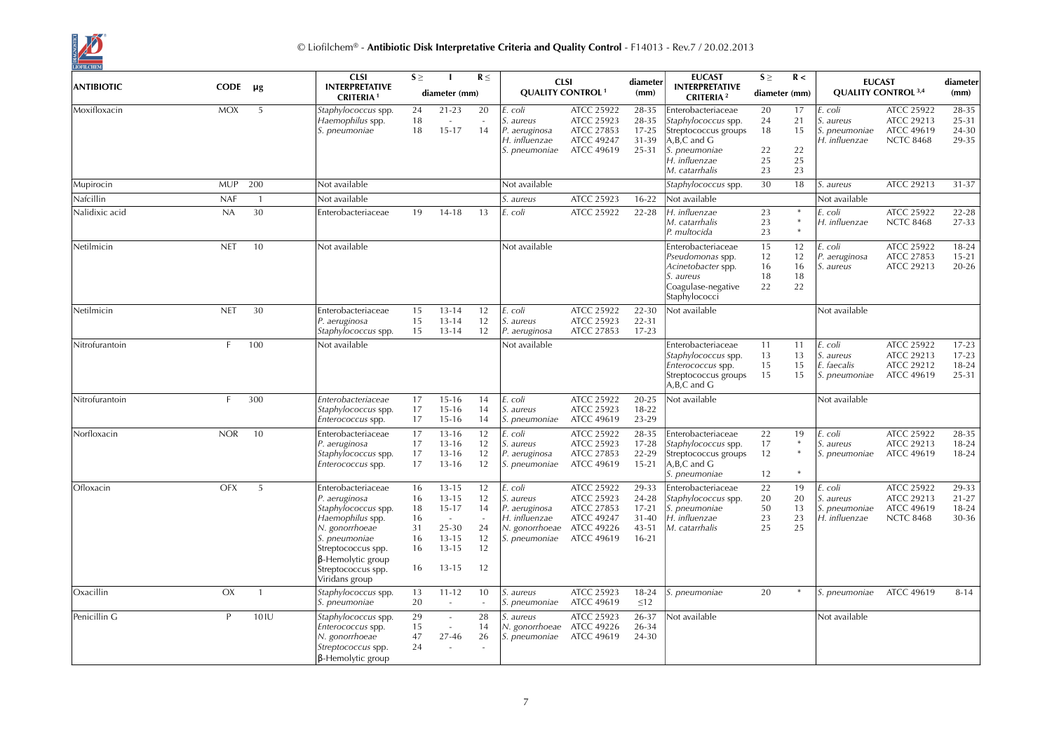| ANTIBIOTIC | CODE | µg | CLSI INTERPRETATIVE CRITERIA [1] | S ≥ | I | R ≤ | CLSI QUALITY CONTROL [1] | | diameter (mm) | EUCAST INTERPRETATIVE CRITERIA [2] | S ≥ | R < | EUCAST QUALITY CONTROL [3,4] | | diameter (mm) |
|---|---|---|---|---|---|---|---|---|---|---|---|---|---|---|---|
| | | | | | diameter (mm) | | | | | | diameter (mm) | | | | |
| Moxifloxacin | MOX | 5 | *Staphylococcus* spp.<br>*Haemophilus* spp.<br>*S. pneumoniae* | 24<br>18<br>18 | 21-23<br>-<br>15-17 | 20<br>-<br>14 | *E. coli*<br>*S. aureus*<br>*P. aeruginosa*<br>*H. influenzae*<br>*S. pneumoniae* | ATCC 25922<br>ATCC 25923<br>ATCC 27853<br>ATCC 49247<br>ATCC 49619 | 28-35<br>28-35<br>17-25<br>31-39<br>25-31 | Enterobacteriaceae<br>*Staphylococcus* spp.<br>Streptococcus groups A,B,C and G<br>*S. pneumoniae*<br>*H. influenzae*<br>*M. catarrhalis* | 20<br>24<br>18<br>22<br>25<br>23 | 17<br>21<br>15<br>22<br>25<br>23 | *E. coli*<br>*S. aureus*<br>*S. pneumoniae*<br>*H. influenzae* | ATCC 25922<br>ATCC 29213<br>ATCC 49619<br>NCTC 8468 | 28-35<br>25-31<br>24-30<br>29-35 |
| Mupirocin | MUP | 200 | Not available | | | | Not available | | | *Staphylococcus* spp. | 30 | 18 | *S. aureus* | ATCC 29213 | 31-37 |
| Nafcillin | NAF | 1 | Not available | | | | *S. aureus* | ATCC 25923 | 16-22 | Not available | | | Not available | | |
| Nalidixic acid | NA | 30 | Enterobacteriaceae | 19 | 14-18 | 13 | *E. coli* | ATCC 25922 | 22-28 | *H. influenzae*<br>*M. catarrhalis*<br>*P. multocida* | 23<br>23<br>23 | *<br>*<br>* | *E. coli*<br>*H. influenzae* | ATCC 25922<br>NCTC 8468 | 22-28<br>27-33 |
| Netilmicin | NET | 10 | Not available | | | | Not available | | | Enterobacteriaceae<br>*Pseudomonas* spp.<br>*Acinetobacter* spp.<br>*S. aureus*<br>Coagulase-negative Staphylococci | 15<br>12<br>16<br>18<br>22 | 12<br>12<br>16<br>18<br>22 | *E. coli*<br>*P. aeruginosa*<br>*S. aureus* | ATCC 25922<br>ATCC 27853<br>ATCC 29213 | 18-24<br>15-21<br>20-26 |
| Netilmicin | NET | 30 | Enterobacteriaceae<br>*P. aeruginosa*<br>*Staphylococcus* spp. | 15<br>15<br>15 | 13-14<br>13-14<br>13-14 | 12<br>12<br>12 | *E. coli*<br>*S. aureus*<br>*P. aeruginosa* | ATCC 25922<br>ATCC 25923<br>ATCC 27853 | 22-30<br>22-31<br>17-23 | Not available | | | Not available | | |
| Nitrofurantoin | F | 100 | Not available | | | | Not available | | | Enterobacteriaceae<br>*Staphylococcus* spp.<br>*Enterococcus* spp.<br>Streptococcus groups A,B,C and G | 11<br>13<br>15<br>15 | 11<br>13<br>15<br>15 | *E. coli*<br>*S. aureus*<br>*E. faecalis*<br>*S. pneumoniae* | ATCC 25922<br>ATCC 29213<br>ATCC 29212<br>ATCC 49619 | 17-23<br>17-23<br>18-24<br>25-31 |
| Nitrofurantoin | F | 300 | *Enterobacteriaceae*<br>*Staphylococcus* spp.<br>*Enterococcus* spp. | 17<br>17<br>17 | 15-16<br>15-16<br>15-16 | 14<br>14<br>14 | *E. coli*<br>*S. aureus*<br>*S. pneumoniae* | ATCC 25922<br>ATCC 25923<br>ATCC 49619 | 20-25<br>18-22<br>23-29 | Not available | | | Not available | | |
| Norfloxacin | NOR | 10 | Enterobacteriaceae<br>*P. aeruginosa*<br>*Staphylococcus* spp.<br>*Enterococcus* spp. | 17<br>17<br>17<br>17 | 13-16<br>13-16<br>13-16<br>13-16 | 12<br>12<br>12<br>12 | *E. coli*<br>*S. aureus*<br>*P. aeruginosa*<br>*S. pneumoniae* | ATCC 25922<br>ATCC 25923<br>ATCC 27853<br>ATCC 49619 | 28-35<br>17-28<br>22-29<br>15-21 | Enterobacteriaceae<br>*Staphylococcus* spp.<br>Streptococcus groups A,B,C and G<br>*S. pneumoniae* | 22<br>17<br>12<br>12 | 19<br>*<br>*<br>* | *E. coli*<br>*S. aureus*<br>*S. pneumoniae* | ATCC 25922<br>ATCC 29213<br>ATCC 49619 | 28-35<br>18-24<br>18-24 |
| Ofloxacin | OFX | 5 | Enterobacteriaceae<br>*P. aeruginosa*<br>*Staphylococcus* spp.<br>*Haemophilus* spp.<br>*N. gonorrhoeae*<br>*S. pneumoniae*<br>Streptococcus spp. β-Hemolytic group<br>Streptococcus spp. Viridans group | 16<br>16<br>18<br>16<br>31<br>16<br>16<br>16 | 13-15<br>13-15<br>15-17<br>-<br>25-30<br>13-15<br>13-15<br>13-15 | 12<br>12<br>14<br>-<br>24<br>12<br>12<br>12 | *E. coli*<br>*S. aureus*<br>*P. aeruginosa*<br>*H. influenzae*<br>*N. gonorrhoeae*<br>*S. pneumoniae* | ATCC 25922<br>ATCC 25923<br>ATCC 27853<br>ATCC 49247<br>ATCC 49226<br>ATCC 49619 | 29-33<br>24-28<br>17-21<br>31-40<br>43-51<br>16-21 | Enterobacteriaceae<br>*Staphylococcus* spp.<br>*S. pneumoniae*<br>*H. influenzae*<br>*M. catarrhalis* | 22<br>20<br>50<br>23<br>25 | 19<br>20<br>13<br>23<br>25 | *E. coli*<br>*S. aureus*<br>*S. pneumoniae*<br>*H. influenzae* | ATCC 25922<br>ATCC 29213<br>ATCC 49619<br>NCTC 8468 | 29-33<br>21-27<br>18-24<br>30-36 |
| Oxacillin | OX | 1 | *Staphylococcus* spp.<br>*S. pneumoniae* | 13<br>20 | 11-12<br>- | 10<br>- | *S. aureus*<br>*S. pneumoniae* | ATCC 25923<br>ATCC 49619 | 18-24<br>≤12 | *S. pneumoniae* | 20 | * | *S. pneumoniae* | ATCC 49619 | 8-14 |
| Penicillin G | P | 10IU | *Staphylococcus* spp.<br>*Enterococcus* spp.<br>*N. gonorrhoeae*<br>*Streptococcus* spp. β-Hemolytic group | 29<br>15<br>47<br>24 | -<br>-<br>27-46<br>- | 28<br>14<br>26<br>- | *S. aureus*<br>*N. gonorrhoeae*<br>*S. pneumoniae* | ATCC 25923<br>ATCC 49226<br>ATCC 49619 | 26-37<br>26-34<br>24-30 | Not available | | | Not available | | |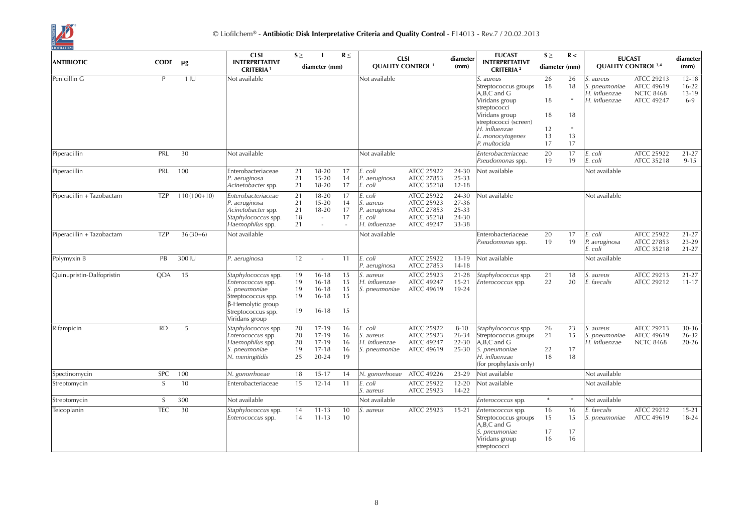| ANTIBIOTIC | CODE | µg | CLSI INTERPRETATIVE CRITERIA [1] | S ≥ | I | R ≤ | CLSI QUALITY CONTROL [1] | | diameter (mm) | EUCAST INTERPRETATIVE CRITERIA [2] | S ≥ | R < | EUCAST QUALITY CONTROL [3,4] | | diameter (mm) |
|---|---|---|---|---|---|---|---|---|---|---|---|---|---|---|---|
| | | | | | diameter (mm) | | | | | | diameter (mm) | | | | |
| Penicillin G | P | 1 IU | Not available | | | | Not available | | | *S. aureus*<br>Streptococcus groups A,B,C and G<br>Viridans group streptococci<br>Viridans group streptococci (screen)<br>*H. influenzae*<br>*L. monocytogenes*<br>*P. multocida* | 26<br>18<br>18<br>18<br>12<br>13<br>17 | 26<br>18<br>*<br>18<br>*<br>13<br>17 | *S. aureus*<br>*S. pneumoniae*<br>*H. influenzae*<br>*H. influenzae* | ATCC 29213<br>ATCC 49619<br>NCTC 8468<br>ATCC 49247 | 12-18<br>16-22<br>13-19<br>6-9 |
| Piperacillin | PRL | 30 | Not available | | | | Not available | | | Enterobacteriaceae<br>*Pseudomonas* spp. | 20<br>19 | 17<br>19 | *E. coli*<br>*E. coli* | ATCC 25922<br>ATCC 35218 | 21-27<br>9-15 |
| Piperacillin | PRL | 100 | Enterobacteriaceae<br>*P. aeruginosa*<br>*Acinetobacter* spp. | 21<br>21<br>21 | 18-20<br>15-20<br>18-20 | 17<br>14<br>17 | *E. coli*<br>*P. aeruginosa*<br>*E. coli* | ATCC 25922<br>ATCC 27853<br>ATCC 35218 | 24-30<br>25-33<br>12-18 | Not available | | | Not available | | |
| Piperacillin + Tazobactam | TZP | 110 (100+10) | Enterobacteriaceae<br>*P. aeruginosa*<br>*Acinetobacter* spp.<br>*Staphylococcus* spp.<br>*Haemophilus* spp. | 21<br>21<br>21<br>18<br>21 | 18-20<br>15-20<br>18-20<br>-<br>- | 17<br>14<br>17<br>17<br>- | *E. coli*<br>*S. aureus*<br>*P. aeruginosa*<br>*E. coli*<br>*H. influenzae* | ATCC 25922<br>ATCC 25923<br>ATCC 27853<br>ATCC 35218<br>ATCC 49247 | 24-30<br>27-36<br>25-33<br>24-30<br>33-38 | Not available | | | Not available | | |
| Piperacillin + Tazobactam | TZP | 36 (30+6) | Not available | | | | Not available | | | Enterobacteriaceae<br>*Pseudomonas* spp. | 20<br>19 | 17<br>19 | *E. coli*<br>*P. aeruginosa*<br>*E. coli* | ATCC 25922<br>ATCC 27853<br>ATCC 35218 | 21-27<br>23-29<br>21-27 |
| Polymyxin B | PB | 300 IU | *P. aeruginosa* | 12 | - | 11 | *E. coli*<br>*P. aeruginosa* | ATCC 25922<br>ATCC 27853 | 13-19<br>14-18 | Not available | | | Not available | | |
| Quinupristin-Dalfopristin | QDA | 15 | *Staphylococcus* spp.<br>*Enterococcus* spp.<br>*S. pneumoniae*<br>Streptococcus spp. β-Hemolytic group<br>Streptococcus spp. Viridans group | 19<br>19<br>19<br>19<br>19 | 16-18<br>16-18<br>16-18<br>16-18<br>16-18 | 15<br>15<br>15<br>15<br>15 | *S. aureus*<br>*H. influenzae*<br>*S. pneumoniae* | ATCC 25923<br>ATCC 49247<br>ATCC 49619 | 21-28<br>15-21<br>19-24 | *Staphylococcus* spp.<br>*Enterococcus* spp. | 21<br>22 | 18<br>20 | *S. aureus*<br>*E. faecalis* | ATCC 29213<br>ATCC 29212 | 21-27<br>11-17 |
| Rifampicin | RD | 5 | *Staphylococcus* spp.<br>*Enterococcus* spp.<br>*Haemophilus* spp.<br>*S. pneumoniae*<br>*N. meningitidis* | 20<br>20<br>20<br>19<br>25 | 17-19<br>17-19<br>17-19<br>17-18<br>20-24 | 16<br>16<br>16<br>16<br>19 | *E. coli*<br>*S. aureus*<br>*H. influenzae*<br>*S. pneumoniae* | ATCC 25922<br>ATCC 25923<br>ATCC 49247<br>ATCC 49619 | 8-10<br>26-34<br>22-30<br>25-30 | *Staphylococcus* spp.<br>Streptococcus groups A,B,C and G<br>*S. pneumoniae*<br>*H. influenzae* (for prophylaxis only) | 26<br>21<br>22<br>18 | 23<br>15<br>17<br>18 | *S. aureus*<br>*S. pneumoniae*<br>*H. influenzae* | ATCC 29213<br>ATCC 49619<br>NCTC 8468 | 30-36<br>26-32<br>20-26 |
| Spectinomycin | SPC | 100 | *N. gonorrhoeae* | 18 | 15-17 | 14 | *N. gonorrhoeae* | ATCC 49226 | 23-29 | Not available | | | Not available | | |
| Streptomycin | S | 10 | Enterobacteriaceae | 15 | 12-14 | 11 | *E. coli*<br>*S. aureus* | ATCC 25922<br>ATCC 25923 | 12-20<br>14-22 | Not available | | | Not available | | |
| Streptomycin | S | 300 | Not available | | | | Not available | | | *Enterococcus* spp. | * | * | Not available | | |
| Teicoplanin | TEC | 30 | *Staphylococcus* spp.<br>*Enterococcus* spp. | 14<br>14 | 11-13<br>11-13 | 10<br>10 | *S. aureus* | ATCC 25923 | 15-21 | *Enterococcus* spp.<br>Streptococcus groups A,B,C and G<br>*S. pneumoniae*<br>Viridans group streptococci | 16<br>15<br>17<br>16 | 16<br>15<br>17<br>16 | *E. faecalis*<br>*S. pneumoniae* | ATCC 29212<br>ATCC 49619 | 15-21<br>18-24 |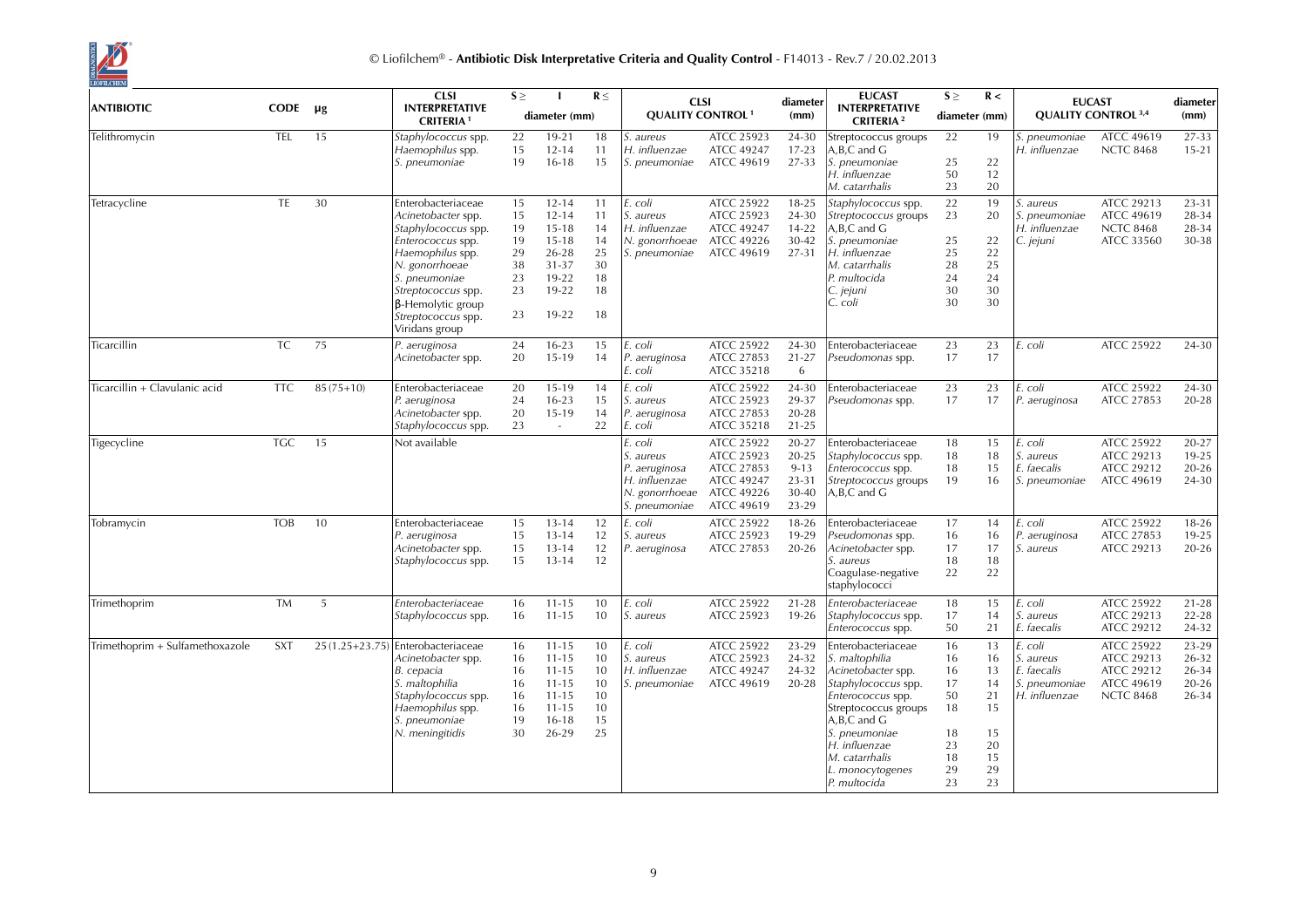| ANTIBIOTIC | CODE | µg | CLSI INTERPRETATIVE CRITERIA [1] | S ≥ | I | R ≤ | CLSI QUALITY CONTROL [1] | | diameter (mm) | EUCAST INTERPRETATIVE CRITERIA [2] | S ≥ | R < | EUCAST QUALITY CONTROL [3,4] | | diameter (mm) |
|---|---|---|---|---|---|---|---|---|---|---|---|---|---|---|---|
| | | | | diameter (mm) | | | | | | | diameter (mm) | | | | |
| Telithromycin | TEL | 15 | *Staphylococcus* spp.<br>*Haemophilus* spp.<br>*S. pneumoniae* | 22<br>15<br>19 | 19-21<br>12-14<br>16-18 | 18<br>11<br>15 | *S. aureus*<br>*H. influenzae*<br>*S. pneumoniae* | ATCC 25923<br>ATCC 49247<br>ATCC 49619 | 24-30<br>17-23<br>27-33 | Streptococcus groups A,B,C and G<br>*S. pneumoniae*<br>*H. influenzae*<br>*M. catarrhalis* | 22<br>25<br>50<br>23 | 19<br>22<br>12<br>20 | *S. pneumoniae*<br>*H. influenzae* | ATCC 49619<br>NCTC 8468 | 27-33<br>15-21 |
| Tetracycline | TE | 30 | Enterobacteriaceae<br>*Acinetobacter* spp.<br>*Staphylococcus* spp.<br>*Enterococcus* spp.<br>*Haemophilus* spp.<br>*N. gonorrhoeae*<br>*S. pneumoniae*<br>*Streptococcus* spp. β-Hemolytic group<br>*Streptococcus* spp. Viridans group | 15<br>15<br>19<br>19<br>29<br>38<br>23<br>23<br>23 | 12-14<br>12-14<br>15-18<br>15-18<br>26-28<br>31-37<br>19-22<br>19-22<br>19-22 | 11<br>11<br>14<br>14<br>25<br>30<br>18<br>18<br>18 | *E. coli*<br>*S. aureus*<br>*H. influenzae*<br>*N. gonorrhoeae*<br>*S. pneumoniae* | ATCC 25922<br>ATCC 25923<br>ATCC 49247<br>ATCC 49226<br>ATCC 49619 | 18-25<br>24-30<br>14-22<br>30-42<br>27-31 | *Staphylococcus* spp.<br>*Streptococcus* groups A,B,C and G<br>*S. pneumoniae*<br>*H. influenzae*<br>*M. catarrhalis*<br>*P. multocida*<br>*C. jejuni*<br>*C. coli* | 22<br>23<br>25<br>25<br>28<br>24<br>30<br>30 | 19<br>20<br>22<br>22<br>25<br>24<br>30<br>30 | *S. aureus*<br>*S. pneumoniae*<br>*H. influenzae*<br>*C. jejuni* | ATCC 29213<br>ATCC 49619<br>NCTC 8468<br>ATCC 33560 | 23-31<br>28-34<br>28-34<br>30-38 |
| Ticarcillin | TC | 75 | *P. aeruginosa*<br>*Acinetobacter* spp. | 24<br>20 | 16-23<br>15-19 | 15<br>14 | *E. coli*<br>*P. aeruginosa*<br>*E. coli* | ATCC 25922<br>ATCC 27853<br>ATCC 35218 | 24-30<br>21-27<br>6 | Enterobacteriaceae<br>*Pseudomonas* spp. | 23<br>17 | 23<br>17 | *E. coli* | ATCC 25922 | 24-30 |
| Ticarcillin + Clavulanic acid | TTC | 85 (75+10) | Enterobacteriaceae<br>*P. aeruginosa*<br>*Acinetobacter* spp.<br>*Staphylococcus* spp. | 20<br>24<br>20<br>23 | 15-19<br>16-23<br>15-19<br>- | 14<br>15<br>14<br>22 | *E. coli*<br>*S. aureus*<br>*P. aeruginosa*<br>*E. coli* | ATCC 25922<br>ATCC 25923<br>ATCC 27853<br>ATCC 35218 | 24-30<br>29-37<br>20-28<br>21-25 | Enterobacteriaceae<br>*Pseudomonas* spp. | 23<br>17 | 23<br>17 | *E. coli*<br>*P. aeruginosa* | ATCC 25922<br>ATCC 27853 | 24-30<br>20-28 |
| Tigecycline | TGC | 15 | Not available | | | | *E. coli*<br>*S. aureus*<br>*P. aeruginosa*<br>*H. influenzae*<br>*N. gonorrhoeae*<br>*S. pneumoniae* | ATCC 25922<br>ATCC 25923<br>ATCC 27853<br>ATCC 49247<br>ATCC 49226<br>ATCC 49619 | 20-27<br>20-25<br>9-13<br>23-31<br>30-40<br>23-29 | Enterobacteriaceae<br>*Staphylococcus* spp.<br>*Enterococcus* spp.<br>*Streptococcus* groups A,B,C and G | 18<br>18<br>18<br>19 | 15<br>18<br>15<br>16 | *E. coli*<br>*S. aureus*<br>*E. faecalis*<br>*S. pneumoniae* | ATCC 25922<br>ATCC 29213<br>ATCC 29212<br>ATCC 49619 | 20-27<br>19-25<br>20-26<br>24-30 |
| Tobramycin | TOB | 10 | Enterobacteriaceae<br>*P. aeruginosa*<br>*Acinetobacter* spp.<br>*Staphylococcus* spp. | 15<br>15<br>15<br>15 | 13-14<br>13-14<br>13-14<br>13-14 | 12<br>12<br>12<br>12 | *E. coli*<br>*S. aureus*<br>*P. aeruginosa* | ATCC 25922<br>ATCC 25923<br>ATCC 27853 | 18-26<br>19-29<br>20-26 | Enterobacteriaceae<br>*Pseudomonas* spp.<br>*Acinetobacter* spp.<br>*S. aureus*<br>Coagulase-negative staphylococci | 17<br>16<br>17<br>18<br>22 | 14<br>16<br>17<br>18<br>22 | *E. coli*<br>*P. aeruginosa*<br>*S. aureus* | ATCC 25922<br>ATCC 27853<br>ATCC 29213 | 18-26<br>19-25<br>20-26 |
| Trimethoprim | TM | 5 | *Enterobacteriaceae*<br>*Staphylococcus* spp. | 16<br>16 | 11-15<br>11-15 | 10<br>10 | *E. coli*<br>*S. aureus* | ATCC 25922<br>ATCC 25923 | 21-28<br>19-26 | *Enterobacteriaceae*<br>*Staphylococcus* spp.<br>*Enterococcus* spp. | 18<br>17<br>50 | 15<br>14<br>21 | *E. coli*<br>*S. aureus*<br>*E. faecalis* | ATCC 25922<br>ATCC 29213<br>ATCC 29212 | 21-28<br>22-28<br>24-32 |
| Trimethoprim + Sulfamethoxazole | SXT | 25 (1.25+23.75) | Enterobacteriaceae<br>*Acinetobacter* spp.<br>*B. cepacia*<br>*S. maltophilia*<br>*Staphylococcus* spp.<br>*Haemophilus* spp.<br>*S. pneumoniae*<br>*N. meningitidis* | 16<br>16<br>16<br>16<br>16<br>16<br>19<br>30 | 11-15<br>11-15<br>11-15<br>11-15<br>11-15<br>11-15<br>16-18<br>26-29 | 10<br>10<br>10<br>10<br>10<br>10<br>15<br>25 | *E. coli*<br>*S. aureus*<br>*H. influenzae*<br>*S. pneumoniae* | ATCC 25922<br>ATCC 25923<br>ATCC 49247<br>ATCC 49619 | 23-29<br>24-32<br>24-32<br>20-28 | Enterobacteriaceae<br>*S. maltophilia*<br>*Acinetobacter* spp.<br>*Staphylococcus* spp.<br>*Enterococcus* spp.<br>Streptococcus groups A,B,C and G<br>*S. pneumoniae*<br>*H. influenzae*<br>*M. catarrhalis*<br>*L. monocytogenes*<br>*P. multocida* | 16<br>16<br>16<br>17<br>50<br>18<br>18<br>23<br>18<br>29<br>23 | 13<br>16<br>13<br>14<br>21<br>15<br>15<br>20<br>15<br>29<br>23 | *E. coli*<br>*S. aureus*<br>*E. faecalis*<br>*S. pneumoniae*<br>*H. influenzae* | ATCC 25922<br>ATCC 29213<br>ATCC 29212<br>ATCC 49619<br>NCTC 8468 | 23-29<br>26-32<br>26-34<br>20-26<br>26-34 |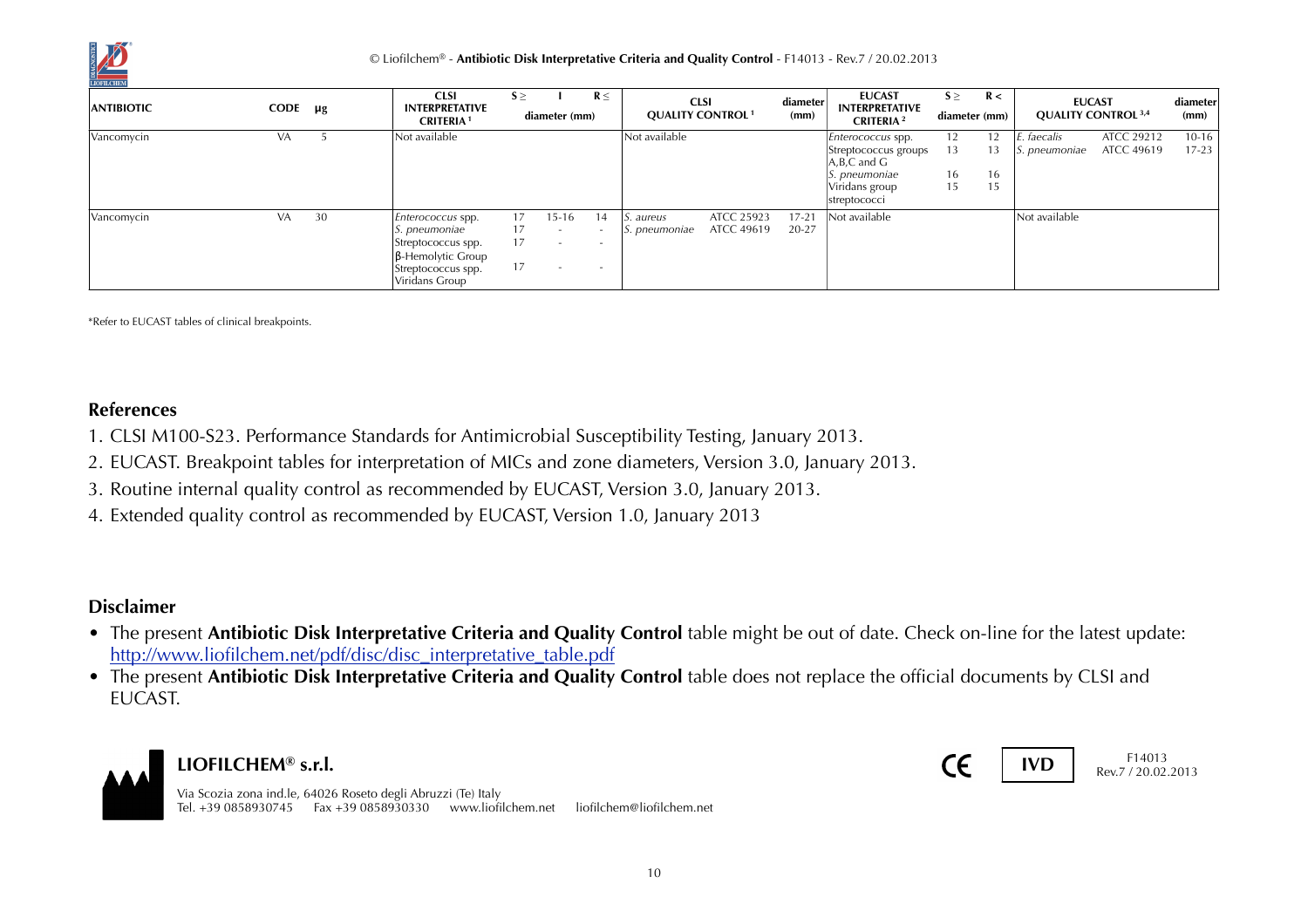| ANTIBIOTIC | CODE | µg | CLSI INTERPRETATIVE CRITERIA [1] | S ≥ | I | R ≤ | CLSI QUALITY CONTROL [1] | | diameter (mm) | EUCAST INTERPRETATIVE CRITERIA [2] | S ≥ | R < | EUCAST QUALITY CONTROL [3,4] | | diameter (mm) |
|---|---|---|---|---|---|---|---|---|---|---|---|---|---|---|---|
| | | | | diameter (mm) | | | | | | | diameter (mm) | | | | |
| Vancomycin | VA | 5 | Not available | | | | Not available | | | *Enterococcus* spp.<br>Streptococcus groups A,B,C and G<br>*S. pneumoniae*<br>Viridans group streptococci | 12<br>13<br><br>16<br>15 | 12<br>13<br><br>16<br>15 | *E. faecalis*<br>*S. pneumoniae* | ATCC 29212<br>ATCC 49619 | 10-16<br>17-23 |
| Vancomycin | VA | 30 | *Enterococcus* spp.<br>*S. pneumoniae*<br>Streptococcus spp. β-Hemolytic Group<br>Streptococcus spp. Viridans Group | 17<br>17<br>17<br><br>17 | 15-16<br>-<br>-<br><br>- | 14<br>-<br>-<br><br>- | *S. aureus*<br>*S. pneumoniae* | ATCC 25923<br>ATCC 49619 | 17-21<br>20-27 | Not available | | | Not available | | |

*Refer to EUCAST tables of clinical breakpoints.

## References

1. CLSI M100-S23. Performance Standards for Antimicrobial Susceptibility Testing, January 2013.
2. EUCAST. Breakpoint tables for interpretation of MICs and zone diameters, Version 3.0, January 2013.
3. Routine internal quality control as recommended by EUCAST, Version 3.0, January 2013.
4. Extended quality control as recommended by EUCAST, Version 1.0, January 2013

## Disclaimer

- The present **Antibiotic Disk Interpretative Criteria and Quality Control** table might be out of date. Check on-line for the latest update: http://www.liofilchem.net/pdf/disc/disc_interpretative_table.pdf
- The present **Antibiotic Disk Interpretative Criteria and Quality Control** table does not replace the official documents by CLSI and EUCAST.

**LIOFILCHEM® s.r.l.**

Via Scozia zona ind.le, 64026 Roseto degli Abruzzi (Te) Italy
Tel. +39 0858930745 Fax +39 0858930330 www.liofilchem.net liofilchem@liofilchem.net

CE IVD

F14013
Rev.7 / 20.02.2013